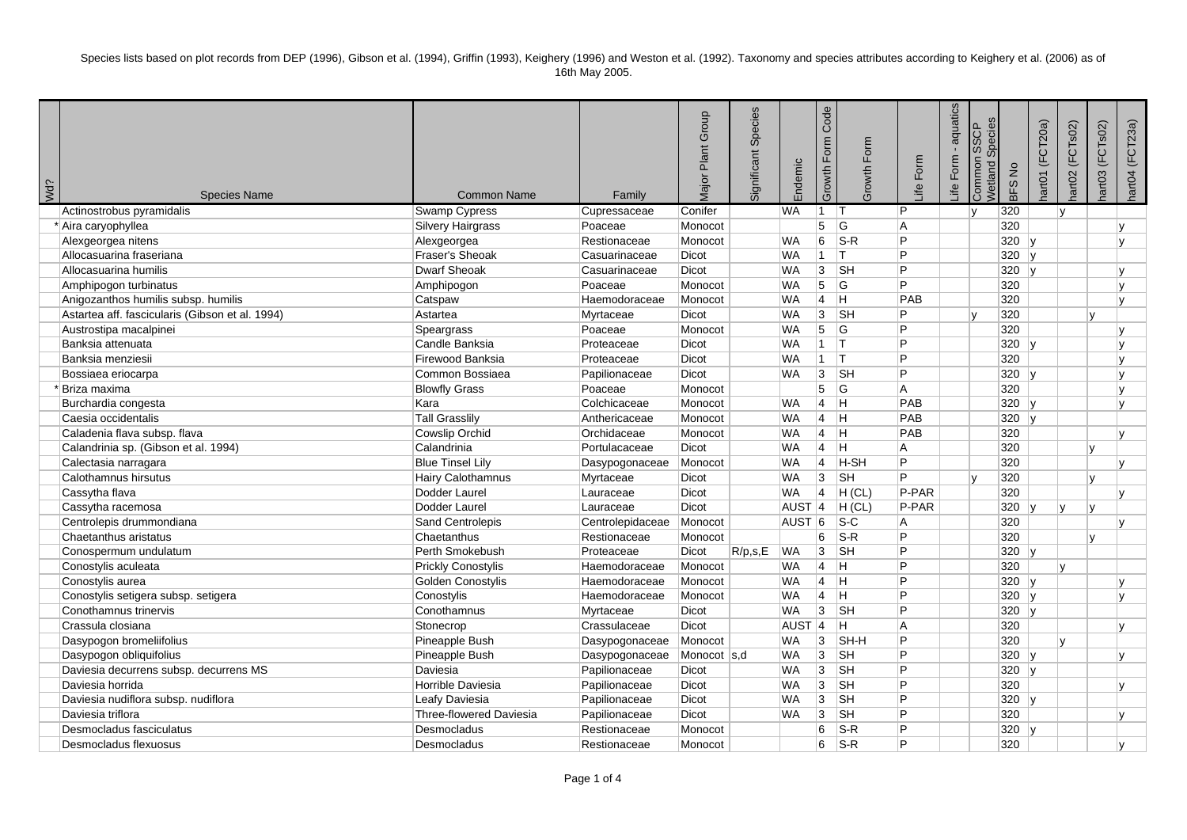Species lists based on plot records from DEP (1996), Gibson et al. (1994), Griffin (1993), Keighery (1996) and Weston et al. (1992). Taxonomy and species attributes according to Keighery et al. (2006) as of 16th May 2005.

| Wd? | Species Name | Common Name | Family | Major Plant Group | Significant Species | Endemic | Growth Form Code | Growth Form | Life Form | Life Form - aquatics | Common SSCP Wetland Species | BFS No | hart01 (FCT20a) | hart02 (FCTs02) | hart03 (FCTs02) | hart04 (FCT23a) |
|---|---|---|---|---|---|---|---|---|---|---|---|---|---|---|---|---|
| | Actinostrobus pyramidalis | Swamp Cypress | Cupressaceae | Conifer | | WA | 1 | T | P | | y | 320 | | y | | |
| * | Aira caryophyllea | Silvery Hairgrass | Poaceae | Monocot | | | 5 | G | A | | | 320 | | | | y |
| | Alexgeorgea nitens | Alexgeorgea | Restionaceae | Monocot | | WA | 6 | S-R | P | | | 320 | y | | | y |
| | Allocasuarina fraseriana | Fraser's Sheoak | Casuarinaceae | Dicot | | WA | 1 | T | P | | | 320 | y | | | |
| | Allocasuarina humilis | Dwarf Sheoak | Casuarinaceae | Dicot | | WA | 3 | SH | P | | | 320 | y | | | y |
| | Amphipogon turbinatus | Amphipogon | Poaceae | Monocot | | WA | 5 | G | P | | | 320 | | | | y |
| | Anigozanthos humilis subsp. humilis | Catspaw | Haemodoraceae | Monocot | | WA | 4 | H | PAB | | | 320 | | | | y |
| | Astartea aff. fascicularis (Gibson et al. 1994) | Astartea | Myrtaceae | Dicot | | WA | 3 | SH | P | | y | 320 | | | y | |
| | Austrostipa macalpinei | Speargrass | Poaceae | Monocot | | WA | 5 | G | P | | | 320 | | | | y |
| | Banksia attenuata | Candle Banksia | Proteaceae | Dicot | | WA | 1 | T | P | | | 320 | y | | | y |
| | Banksia menziesii | Firewood Banksia | Proteaceae | Dicot | | WA | 1 | T | P | | | 320 | | | | y |
| | Bossiaea eriocarpa | Common Bossiaea | Papilionaceae | Dicot | | WA | 3 | SH | P | | | 320 | y | | | y |
| * | Briza maxima | Blowfly Grass | Poaceae | Monocot | | | 5 | G | A | | | 320 | | | | y |
| | Burchardia congesta | Kara | Colchicaceae | Monocot | | WA | 4 | H | PAB | | | 320 | y | | | y |
| | Caesia occidentalis | Tall Grasslily | Anthericaceae | Monocot | | WA | 4 | H | PAB | | | 320 | y | | | |
| | Caladenia flava subsp. flava | Cowslip Orchid | Orchidaceae | Monocot | | WA | 4 | H | PAB | | | 320 | | | | y |
| | Calandrinia sp. (Gibson et al. 1994) | Calandrinia | Portulacaceae | Dicot | | WA | 4 | H | A | | | 320 | | | y | |
| | Calectasia narragara | Blue Tinsel Lily | Dasypogonaceae | Monocot | | WA | 4 | H-SH | P | | | 320 | | | | y |
| | Calothamnus hirsutus | Hairy Calothamnus | Myrtaceae | Dicot | | WA | 3 | SH | P | | y | 320 | | | y | |
| | Cassytha flava | Dodder Laurel | Lauraceae | Dicot | | WA | 4 | H (CL) | P-PAR | | | 320 | | | | y |
| | Cassytha racemosa | Dodder Laurel | Lauraceae | Dicot | | AUST | 4 | H (CL) | P-PAR | | | 320 | y | y | y | |
| | Centrolepis drummondiana | Sand Centrolepis | Centrolepidaceae | Monocot | | AUST | 6 | S-C | A | | | 320 | | | | y |
| | Chaetanthus aristatus | Chaetanthus | Restionaceae | Monocot | | | 6 | S-R | P | | | 320 | | | y | |
| | Conospermum undulatum | Perth Smokebush | Proteaceae | Dicot | R/p,s,E | WA | 3 | SH | P | | | 320 | y | | | |
| | Conostylis aculeata | Prickly Conostylis | Haemodoraceae | Monocot | | WA | 4 | H | P | | | 320 | | y | | |
| | Conostylis aurea | Golden Conostylis | Haemodoraceae | Monocot | | WA | 4 | H | P | | | 320 | y | | | y |
| | Conostylis setigera subsp. setigera | Conostylis | Haemodoraceae | Monocot | | WA | 4 | H | P | | | 320 | y | | | y |
| | Conothamnus trinervis | Conothamnus | Myrtaceae | Dicot | | WA | 3 | SH | P | | | 320 | y | | | |
| | Crassula closiana | Stonecrop | Crassulaceae | Dicot | | AUST | 4 | H | A | | | 320 | | | | y |
| | Dasypogon bromeliifolius | Pineapple Bush | Dasypogonaceae | Monocot | | WA | 3 | SH-H | P | | | 320 | | y | | |
| | Dasypogon obliquifolius | Pineapple Bush | Dasypogonaceae | Monocot | s,d | WA | 3 | SH | P | | | 320 | y | | | y |
| | Daviesia decurrens subsp. decurrens MS | Daviesia | Papilionaceae | Dicot | | WA | 3 | SH | P | | | 320 | y | | | |
| | Daviesia horrida | Horrible Daviesia | Papilionaceae | Dicot | | WA | 3 | SH | P | | | 320 | | | | y |
| | Daviesia nudiflora subsp. nudiflora | Leafy Daviesia | Papilionaceae | Dicot | | WA | 3 | SH | P | | | 320 | y | | | |
| | Daviesia triflora | Three-flowered Daviesia | Papilionaceae | Dicot | | WA | 3 | SH | P | | | 320 | | | | y |
| | Desmocladus fasciculatus | Desmocladus | Restionaceae | Monocot | | | 6 | S-R | P | | | 320 | y | | | |
| | Desmocladus flexuosus | Desmocladus | Restionaceae | Monocot | | | 6 | S-R | P | | | 320 | | | | y |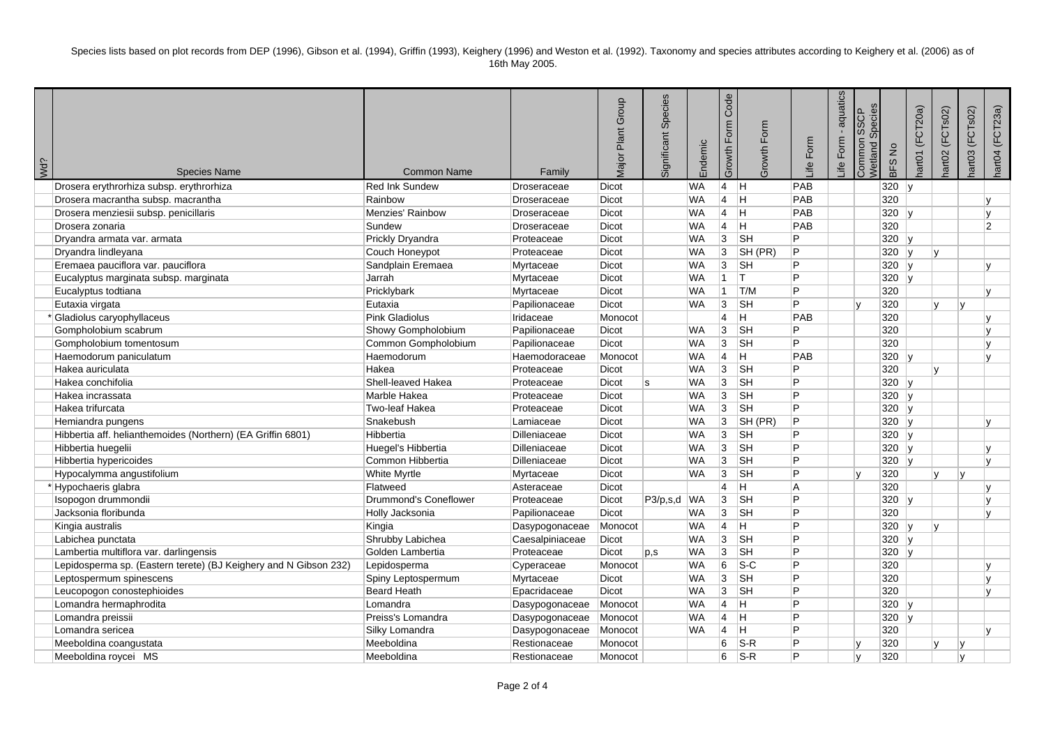Species lists based on plot records from DEP (1996), Gibson et al. (1994), Griffin (1993), Keighery (1996) and Weston et al. (1992). Taxonomy and species attributes according to Keighery et al. (2006) as of 16th May 2005.

| Wd? | Species Name | Common Name | Family | Major Plant Group | Significant Species | Endemic | Growth Form Code | Growth Form | Life Form | Life Form - aquatics | Common SSCP Wetland Species | BFS No | hart01 (FCT20a) | hart02 (FCTs02) | hart03 (FCTs02) | hart04 (FCT23a) |
|---|---|---|---|---|---|---|---|---|---|---|---|---|---|---|---|---|
| | Drosera erythrorhiza subsp. erythrorhiza | Red Ink Sundew | Droseraceae | Dicot | | WA | 4 | H | PAB | | | 320 | y | | | |
| | Drosera macrantha subsp. macrantha | Rainbow | Droseraceae | Dicot | | WA | 4 | H | PAB | | | 320 | | | | y |
| | Drosera menziesii subsp. penicillaris | Menzies' Rainbow | Droseraceae | Dicot | | WA | 4 | H | PAB | | | 320 | y | | | y |
| | Drosera zonaria | Sundew | Droseraceae | Dicot | | WA | 4 | H | PAB | | | 320 | | | | 2 |
| | Dryandra armata var. armata | Prickly Dryandra | Proteaceae | Dicot | | WA | 3 | SH | P | | | 320 | y | | | |
| | Dryandra lindleyana | Couch Honeypot | Proteaceae | Dicot | | WA | 3 | SH (PR) | P | | | 320 | y | y | | |
| | Eremaea pauciflora var. pauciflora | Sandplain Eremaea | Myrtaceae | Dicot | | WA | 3 | SH | P | | | 320 | y | | | y |
| | Eucalyptus marginata subsp. marginata | Jarrah | Myrtaceae | Dicot | | WA | 1 | T | P | | | 320 | y | | | |
| | Eucalyptus todtiana | Pricklybark | Myrtaceae | Dicot | | WA | 1 | T/M | P | | | 320 | | | | y |
| | Eutaxia virgata | Eutaxia | Papilionaceae | Dicot | | WA | 3 | SH | P | | y | 320 | | y | y | |
| * | Gladiolus caryophyllaceus | Pink Gladiolus | Iridaceae | Monocot | | | 4 | H | PAB | | | 320 | | | | y |
| | Gompholobium scabrum | Showy Gompholobium | Papilionaceae | Dicot | | WA | 3 | SH | P | | | 320 | | | | y |
| | Gompholobium tomentosum | Common Gompholobium | Papilionaceae | Dicot | | WA | 3 | SH | P | | | 320 | | | | y |
| | Haemodorum paniculatum | Haemodorum | Haemodoraceae | Monocot | | WA | 4 | H | PAB | | | 320 | y | | | y |
| | Hakea auriculata | Hakea | Proteaceae | Dicot | | WA | 3 | SH | P | | | 320 | | y | | |
| | Hakea conchifolia | Shell-leaved Hakea | Proteaceae | Dicot | s | WA | 3 | SH | P | | | 320 | y | | | |
| | Hakea incrassata | Marble Hakea | Proteaceae | Dicot | | WA | 3 | SH | P | | | 320 | y | | | |
| | Hakea trifurcata | Two-leaf Hakea | Proteaceae | Dicot | | WA | 3 | SH | P | | | 320 | y | | | |
| | Hemiandra pungens | Snakebush | Lamiaceae | Dicot | | WA | 3 | SH (PR) | P | | | 320 | y | | | y |
| | Hibbertia aff. helianthemoides (Northern) (EA Griffin 6801) | Hibbertia | Dilleniaceae | Dicot | | WA | 3 | SH | P | | | 320 | y | | | |
| | Hibbertia huegelii | Huegel's Hibbertia | Dilleniaceae | Dicot | | WA | 3 | SH | P | | | 320 | y | | | y |
| | Hibbertia hypericoides | Common Hibbertia | Dilleniaceae | Dicot | | WA | 3 | SH | P | | | 320 | y | | | y |
| | Hypocalymma angustifolium | White Myrtle | Myrtaceae | Dicot | | WA | 3 | SH | P | | y | 320 | | y | y | |
| * | Hypochaeris glabra | Flatweed | Asteraceae | Dicot | | | 4 | H | A | | | 320 | | | | y |
| | Isopogon drummondii | Drummond's Coneflower | Proteaceae | Dicot | P3/p,s,d | WA | 3 | SH | P | | | 320 | y | | | y |
| | Jacksonia floribunda | Holly Jacksonia | Papilionaceae | Dicot | | WA | 3 | SH | P | | | 320 | | | | y |
| | Kingia australis | Kingia | Dasypogonaceae | Monocot | | WA | 4 | H | P | | | 320 | y | y | | |
| | Labichea punctata | Shrubby Labichea | Caesalpiniaceae | Dicot | | WA | 3 | SH | P | | | 320 | y | | | |
| | Lambertia multiflora var. darlingensis | Golden Lambertia | Proteaceae | Dicot | p,s | WA | 3 | SH | P | | | 320 | y | | | |
| | Lepidosperma sp. (Eastern terete) (BJ Keighery and N Gibson 232) | Lepidosperma | Cyperaceae | Monocot | | WA | 6 | S-C | P | | | 320 | | | | y |
| | Leptospermum spinescens | Spiny Leptospermum | Myrtaceae | Dicot | | WA | 3 | SH | P | | | 320 | | | | y |
| | Leucopogon conostephioides | Beard Heath | Epacridaceae | Dicot | | WA | 3 | SH | P | | | 320 | | | | y |
| | Lomandra hermaphrodita | Lomandra | Dasypogonaceae | Monocot | | WA | 4 | H | P | | | 320 | y | | | |
| | Lomandra preissii | Preiss's Lomandra | Dasypogonaceae | Monocot | | WA | 4 | H | P | | | 320 | y | | | |
| | Lomandra sericea | Silky Lomandra | Dasypogonaceae | Monocot | | WA | 4 | H | P | | | 320 | | | | y |
| | Meeboldina coangustata | Meeboldina | Restionaceae | Monocot | | | 6 | S-R | P | | y | 320 | | y | y | |
| | Meeboldina roycei MS | Meeboldina | Restionaceae | Monocot | | | 6 | S-R | P | | y | 320 | | | y | |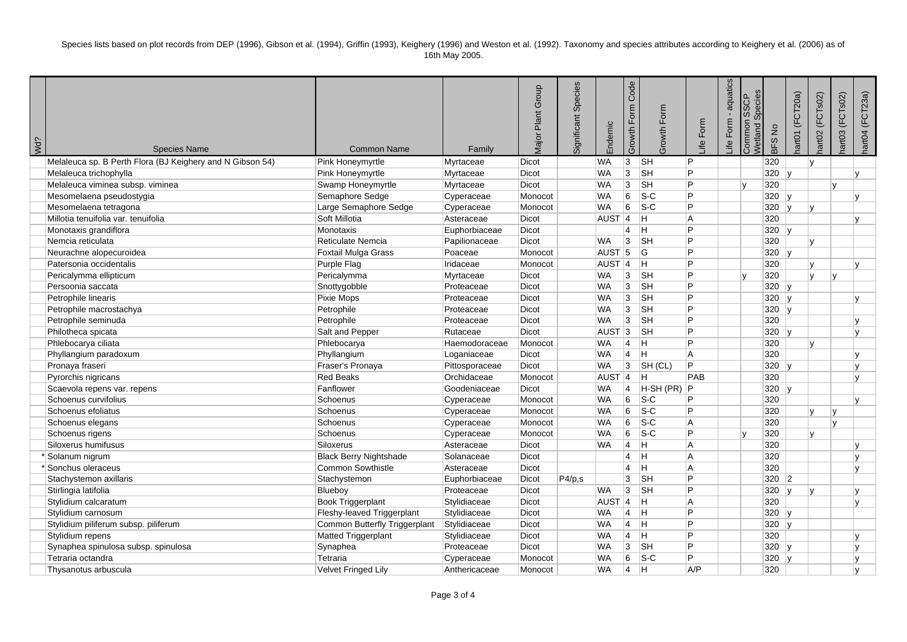Species lists based on plot records from DEP (1996), Gibson et al. (1994), Griffin (1993), Keighery (1996) and Weston et al. (1992). Taxonomy and species attributes according to Keighery et al. (2006) as of 16th May 2005.

| Wd? | Species Name | Common Name | Family | Major Plant Group | Significant Species | Endemic | Growth Form Code | Growth Form | Life Form | Life Form - aquatics | Common SSCP Wetland Species | BFS No | hart01 (FCT20a) | hart02 (FCTs02) | hart03 (FCTs02) | hart04 (FCT23a) |
|---|---|---|---|---|---|---|---|---|---|---|---|---|---|---|---|---|
| | Melaleuca sp. B Perth Flora (BJ Keighery and N Gibson 54) | Pink Honeymyrtle | Myrtaceae | Dicot | | WA | 3 | SH | P | | | 320 | | y | | |
| | Melaleuca trichophylla | Pink Honeymyrtle | Myrtaceae | Dicot | | WA | 3 | SH | P | | | 320 | y | | | y |
| | Melaleuca viminea subsp. viminea | Swamp Honeymyrtle | Myrtaceae | Dicot | | WA | 3 | SH | P | | y | 320 | | | y | |
| | Mesomelaena pseudostygia | Semaphore Sedge | Cyperaceae | Monocot | | WA | 6 | S-C | P | | | 320 | y | | | y |
| | Mesomelaena tetragona | Large Semaphore Sedge | Cyperaceae | Monocot | | WA | 6 | S-C | P | | | 320 | y | y | | |
| | Millotia tenuifolia var. tenuifolia | Soft Millotia | Asteraceae | Dicot | | AUST | 4 | H | A | | | 320 | | | | y |
| | Monotaxis grandiflora | Monotaxis | Euphorbiaceae | Dicot | | | 4 | H | P | | | 320 | y | | | |
| | Nemcia reticulata | Reticulate Nemcia | Papilionaceae | Dicot | | WA | 3 | SH | P | | | 320 | | y | | |
| | Neurachne alopecuroidea | Foxtail Mulga Grass | Poaceae | Monocot | | AUST | 5 | G | P | | | 320 | y | | | |
| | Patersonia occidentalis | Purple Flag | Iridaceae | Monocot | | AUST | 4 | H | P | | | 320 | | y | | y |
| | Pericalymma ellipticum | Pericalymma | Myrtaceae | Dicot | | WA | 3 | SH | P | | y | 320 | | y | y | |
| | Persoonia saccata | Snottygobble | Proteaceae | Dicot | | WA | 3 | SH | P | | | 320 | y | | | |
| | Petrophile linearis | Pixie Mops | Proteaceae | Dicot | | WA | 3 | SH | P | | | 320 | y | | | y |
| | Petrophile macrostachya | Petrophile | Proteaceae | Dicot | | WA | 3 | SH | P | | | 320 | y | | | |
| | Petrophile seminuda | Petrophile | Proteaceae | Dicot | | WA | 3 | SH | P | | | 320 | | | | y |
| | Philotheca spicata | Salt and Pepper | Rutaceae | Dicot | | AUST | 3 | SH | P | | | 320 | y | | | y |
| | Phlebocarya ciliata | Phlebocarya | Haemodoraceae | Monocot | | WA | 4 | H | P | | | 320 | | y | | |
| | Phyllangium paradoxum | Phyllangium | Loganiaceae | Dicot | | WA | 4 | H | A | | | 320 | | | | y |
| | Pronaya fraseri | Fraser's Pronaya | Pittosporaceae | Dicot | | WA | 3 | SH (CL) | P | | | 320 | y | | | y |
| | Pyrorchis nigricans | Red Beaks | Orchidaceae | Monocot | | AUST | 4 | H | PAB | | | 320 | | | | y |
| | Scaevola repens var. repens | Fanflower | Goodeniaceae | Dicot | | WA | 4 | H-SH (PR) | P | | | 320 | y | | | |
| | Schoenus curvifolius | Schoenus | Cyperaceae | Monocot | | WA | 6 | S-C | P | | | 320 | | | | y |
| | Schoenus efoliatus | Schoenus | Cyperaceae | Monocot | | WA | 6 | S-C | P | | | 320 | | y | y | |
| | Schoenus elegans | Schoenus | Cyperaceae | Monocot | | WA | 6 | S-C | A | | | 320 | | | y | |
| | Schoenus rigens | Schoenus | Cyperaceae | Monocot | | WA | 6 | S-C | P | | y | 320 | | y | | |
| | Siloxerus humifusus | Siloxerus | Asteraceae | Dicot | | WA | 4 | H | A | | | 320 | | | | y |
| * | Solanum nigrum | Black Berry Nightshade | Solanaceae | Dicot | | | 4 | H | A | | | 320 | | | | y |
| * | Sonchus oleraceus | Common Sowthistle | Asteraceae | Dicot | | | 4 | H | A | | | 320 | | | | y |
| | Stachystemon axillaris | Stachystemon | Euphorbiaceae | Dicot | P4/p,s | | 3 | SH | P | | | 320 | 2 | | | |
| | Stirlingia latifolia | Blueboy | Proteaceae | Dicot | | WA | 3 | SH | P | | | 320 | y | y | | y |
| | Stylidium calcaratum | Book Triggerplant | Stylidiaceae | Dicot | | AUST | 4 | H | A | | | 320 | | | | y |
| | Stylidium carnosum | Fleshy-leaved Triggerplant | Stylidiaceae | Dicot | | WA | 4 | H | P | | | 320 | y | | | |
| | Stylidium piliferum subsp. piliferum | Common Butterfly Triggerplant | Stylidiaceae | Dicot | | WA | 4 | H | P | | | 320 | y | | | |
| | Stylidium repens | Matted Triggerplant | Stylidiaceae | Dicot | | WA | 4 | H | P | | | 320 | | | | y |
| | Synaphea spinulosa subsp. spinulosa | Synaphea | Proteaceae | Dicot | | WA | 3 | SH | P | | | 320 | y | | | y |
| | Tetraria octandra | Tetraria | Cyperaceae | Monocot | | WA | 6 | S-C | P | | | 320 | y | | | y |
| | Thysanotus arbuscula | Velvet Fringed Lily | Anthericaceae | Monocot | | WA | 4 | H | A/P | | | 320 | | | | y |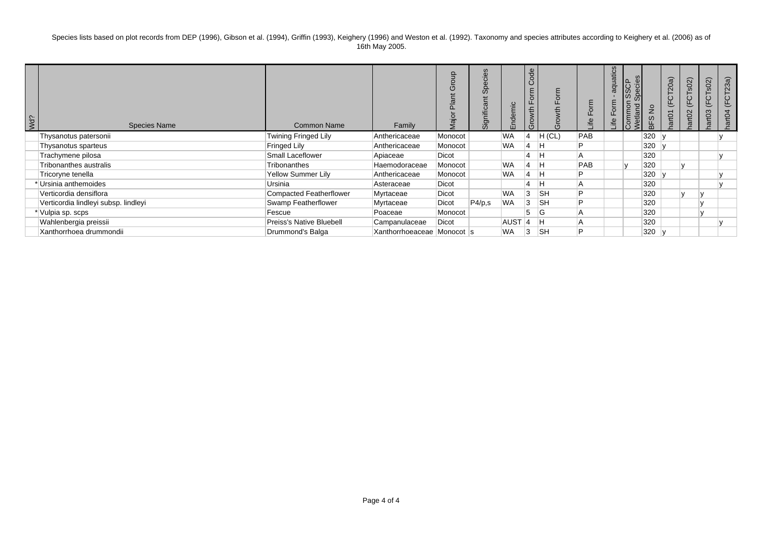Species lists based on plot records from DEP (1996), Gibson et al. (1994), Griffin (1993), Keighery (1996) and Weston et al. (1992). Taxonomy and species attributes according to Keighery et al. (2006) as of 16th May 2005.

| Wd? | Species Name | Common Name | Family | Major Plant Group | Significant Species | Endemic | Growth Form Code | Growth Form | Life Form | Life Form - aquatics | Common SSCP Wetland Species | BFS No | hart01 (FCT20a) | hart02 (FCTs02) | hart03 (FCTs02) | hart04 (FCT23a) |
|---|---|---|---|---|---|---|---|---|---|---|---|---|---|---|---|---|
| | Thysanotus patersonii | Twining Fringed Lily | Anthericaceae | Monocot | | WA | 4 | H (CL) | PAB | | | 320 | y | | | y |
| | Thysanotus sparteus | Fringed Lily | Anthericaceae | Monocot | | WA | 4 | H | P | | | 320 | y | | | |
| | Trachymene pilosa | Small Laceflower | Apiaceae | Dicot | | | 4 | H | A | | | 320 | | | | y |
| | Tribonanthes australis | Tribonanthes | Haemodoraceae | Monocot | | WA | 4 | H | PAB | | y | 320 | | y | | |
| | Tricoryne tenella | Yellow Summer Lily | Anthericaceae | Monocot | | WA | 4 | H | P | | | 320 | y | | | y |
| * | Ursinia anthemoides | Ursinia | Asteraceae | Dicot | | | 4 | H | A | | | 320 | | | | y |
| | Verticordia densiflora | Compacted Featherflower | Myrtaceae | Dicot | | WA | 3 | SH | P | | | 320 | | y | y | |
| | Verticordia lindleyi subsp. lindleyi | Swamp Featherflower | Myrtaceae | Dicot | P4/p,s | WA | 3 | SH | P | | | 320 | | | y | |
| * | Vulpia sp. scps | Fescue | Poaceae | Monocot | | | 5 | G | A | | | 320 | | | y | |
| | Wahlenbergia preissii | Preiss's Native Bluebell | Campanulaceae | Dicot | | AUST | 4 | H | A | | | 320 | | | | y |
| | Xanthorrhoea drummondii | Drummond's Balga | Xanthorrhoeaceae | Monocot | s | WA | 3 | SH | P | | | 320 | y | | | |